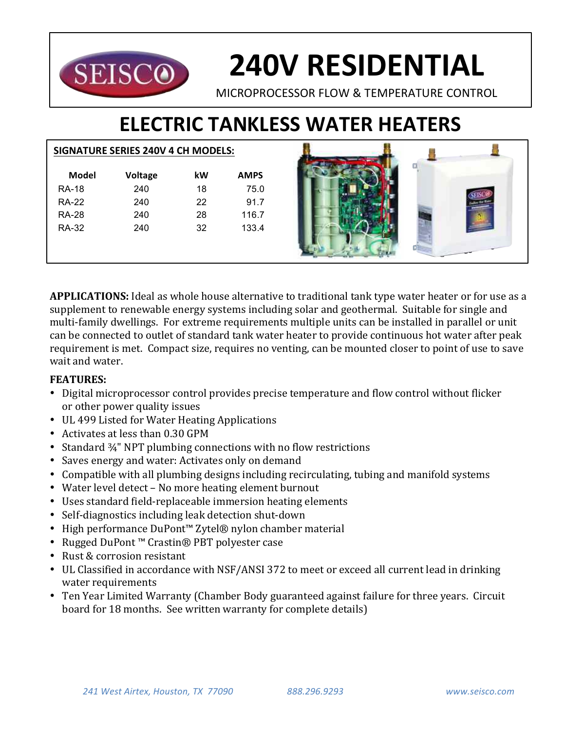# 240V RESIDENTIAL

MICROPROCESSOR FLOW & TEMPERATURE CONTROL

# ELECTRIC TANKLESS WATER HEATERS

**SIGNATURE SERIES 240V 4 CH MODELS:**

| Model | Voltage | kW | AMPS |
|---|---|---|---|
| RA-18 | 240 | 18 | 75.0 |
| RA-22 | 240 | 22 | 91.7 |
| RA-28 | 240 | 28 | 116.7 |
| RA-32 | 240 | 32 | 133.4 |

**APPLICATIONS:** Ideal as whole house alternative to traditional tank type water heater or for use as a supplement to renewable energy systems including solar and geothermal. Suitable for single and multi-family dwellings. For extreme requirements multiple units can be installed in parallel or unit can be connected to outlet of standard tank water heater to provide continuous hot water after peak requirement is met. Compact size, requires no venting, can be mounted closer to point of use to save wait and water.

**FEATURES:**

- Digital microprocessor control provides precise temperature and flow control without flicker or other power quality issues
- UL 499 Listed for Water Heating Applications
- Activates at less than 0.30 GPM
- Standard ¾" NPT plumbing connections with no flow restrictions
- Saves energy and water: Activates only on demand
- Compatible with all plumbing designs including recirculating, tubing and manifold systems
- Water level detect – No more heating element burnout
- Uses standard field-replaceable immersion heating elements
- Self-diagnostics including leak detection shut-down
- High performance DuPont™ Zytel® nylon chamber material
- Rugged DuPont ™ Crastin® PBT polyester case
- Rust & corrosion resistant
- UL Classified in accordance with NSF/ANSI 372 to meet or exceed all current lead in drinking water requirements
- Ten Year Limited Warranty (Chamber Body guaranteed against failure for three years. Circuit board for 18 months. See written warranty for complete details)

*241 West Airtex, Houston, TX 77090* *888.296.9293* *www.seisco.com*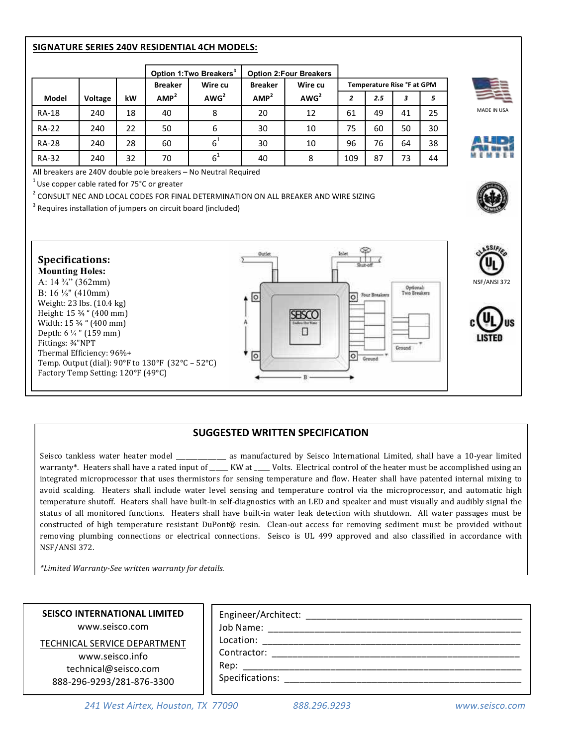## SIGNATURE SERIES 240V RESIDENTIAL 4CH MODELS:

| | | | Option 1: Two Breakers[3] | | Option 2: Four Breakers | | Temperature Rise °F at GPM | | | |
|---|---|---|---|---|---|---|---|---|---|---|
| Model | Voltage | kW | Breaker AMP[2] | Wire cu AWG[2] | Breaker AMP[2] | Wire cu AWG[2] | 2 | 2.5 | 3 | 5 |
| RA-18 | 240 | 18 | 40 | 8 | 20 | 12 | 61 | 49 | 41 | 25 |
| RA-22 | 240 | 22 | 50 | 6 | 30 | 10 | 75 | 60 | 50 | 30 |
| RA-28 | 240 | 28 | 60 | 6[1] | 30 | 10 | 96 | 76 | 64 | 38 |
| RA-32 | 240 | 32 | 70 | 6[1] | 40 | 8 | 109 | 87 | 73 | 44 |

All breakers are 240V double pole breakers – No Neutral Required

[1] Use copper cable rated for 75°C or greater

[2] CONSULT NEC AND LOCAL CODES FOR FINAL DETERMINATION ON ALL BREAKER AND WIRE SIZING

[3] Requires installation of jumpers on circuit board (included)

MADE IN USA

NSF/ANSI 372

### Specifications:

**Mounting Holes:**
A: 14 ¾" (362mm)
B: 16 ⅛" (410mm)
Weight: 23 lbs. (10.4 kg)
Height: 15 ¾ " (400 mm)
Width: 15 ¾ " (400 mm)
Depth: 6 ¼ " (159 mm)
Fittings: ¾"NPT
Thermal Efficiency: 96%+
Temp. Output (dial): 90°F to 130°F (32°C – 52°C)
Factory Temp Setting: 120°F (49°C)

Outlet
Inlet
Shut-off
Four Breakers
Optional: Two Breakers
Ground
A
B

## SUGGESTED WRITTEN SPECIFICATION

Seisco tankless water heater model _____________ as manufactured by Seisco International Limited, shall have a 10-year limited warranty*. Heaters shall have a rated input of _____ KW at ____ Volts. Electrical control of the heater must be accomplished using an integrated microprocessor that uses thermistors for sensing temperature and flow. Heater shall have patented internal mixing to avoid scalding. Heaters shall include water level sensing and temperature control via the microprocessor, and automatic high temperature shutoff. Heaters shall have built-in self-diagnostics with an LED and speaker and must visually and audibly signal the status of all monitored functions. Heaters shall have built-in water leak detection with shutdown. All water passages must be constructed of high temperature resistant DuPont® resin. Clean-out access for removing sediment must be provided without removing plumbing connections or electrical connections. Seisco is UL 499 approved and also classified in accordance with NSF/ANSI 372.

*\*Limited Warranty-See written warranty for details.*

**SEISCO INTERNATIONAL LIMITED**
www.seisco.com

TECHNICAL SERVICE DEPARTMENT
www.seisco.info
technical@seisco.com
888-296-9293/281-876-3300

Engineer/Architect: ________________________________
Job Name: ________________________________
Location: ________________________________
Contractor: ________________________________
Rep: ________________________________
Specifications: ________________________________

241 West Airtex, Houston, TX 77090 &nbsp;&nbsp; 888.296.9293 &nbsp;&nbsp; www.seisco.com